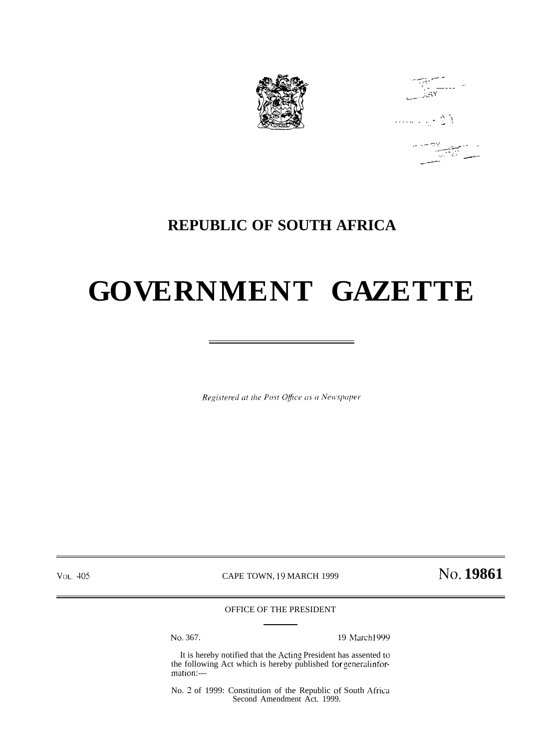# REPUBLIC OF SOUTH AFRICA

# GOVERNMENT GAZETTE

*Registered at the Post Office as a Newspaper*

VOL. 405 CAPE TOWN, 19 MARCH 1999 **NO. 19861**

OFFICE OF THE PRESIDENT

No. 367. 19 March 1999

It is hereby notified that the Acting President has assented to the following Act which is hereby published for general information:—

No. 2 of 1999: Constitution of the Republic of South Africa Second Amendment Act. 1999.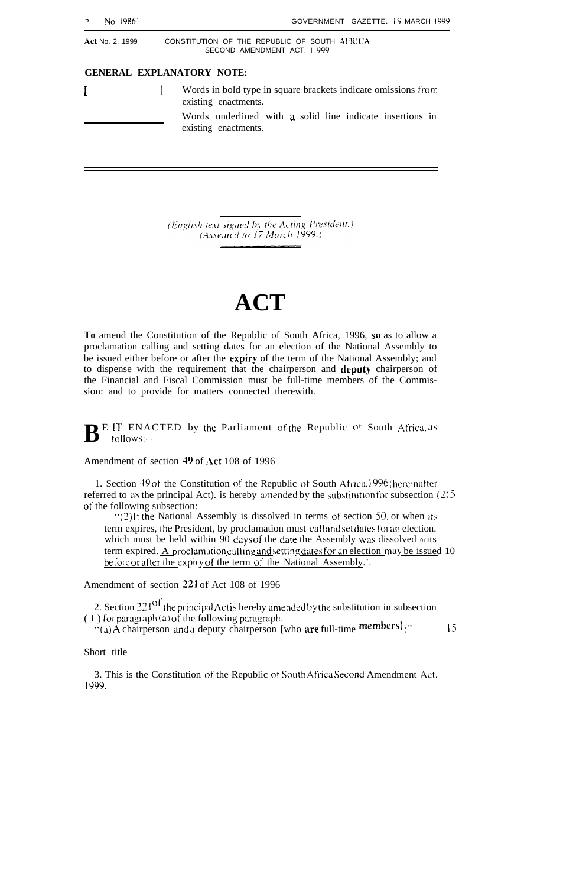**Act** No. 2, 1999 CONSTITUTION OF THE REPUBLIC OF SOUTH AFRICA SECOND AMENDMENT ACT. 1999

**GENERAL EXPLANATORY NOTE:**

**[ ]** Words in bold type in square brackets indicate omissions from existing enactments.

\_\_\_\_\_ Words underlined with a solid line indicate insertions in existing enactments.

*(English text signed by the Acting President.)*
*(Assented to 17 March 1999.)*

# ACT

**To** amend the Constitution of the Republic of South Africa, 1996, **so** as to allow a proclamation calling and setting dates for an election of the National Assembly to be issued either before or after the **expiry** of the term of the National Assembly; and to dispense with the requirement that the chairperson and **deputy** chairperson of the Financial and Fiscal Commission must be full-time members of the Commission: and to provide for matters connected therewith.

**B**E IT ENACTED by the Parliament of the Republic of South Africa, as follows:—

Amendment of section **49** of **Act** 108 of 1996

1. Section 49 of the Constitution of the Republic of South Africa, 1996 (hereinafter referred to as the principal Act). is hereby amended by the substitution for subsection (2) of the following subsection:

"(2) If the National Assembly is dissolved in terms of section 50, or when its term expires, the President, by proclamation must call and set dates for an election. which must be held within 90 days of the date the Assembly was dissolved or its term expired. <u>A proclamation calling and setting dates for an election may be issued before or after the expiry of the term of the National Assembly</u>.'.

Amendment of section **221** of Act 108 of 1996

2. Section 221 of the principal Act is hereby amended by the substitution in subsection (1) for paragraph (a) of the following paragraph:

"(a) A chairperson and a deputy chairperson [**who are full-time members**];".

Short title

3. This is the Constitution of the Republic of South Africa Second Amendment Act, 1999.